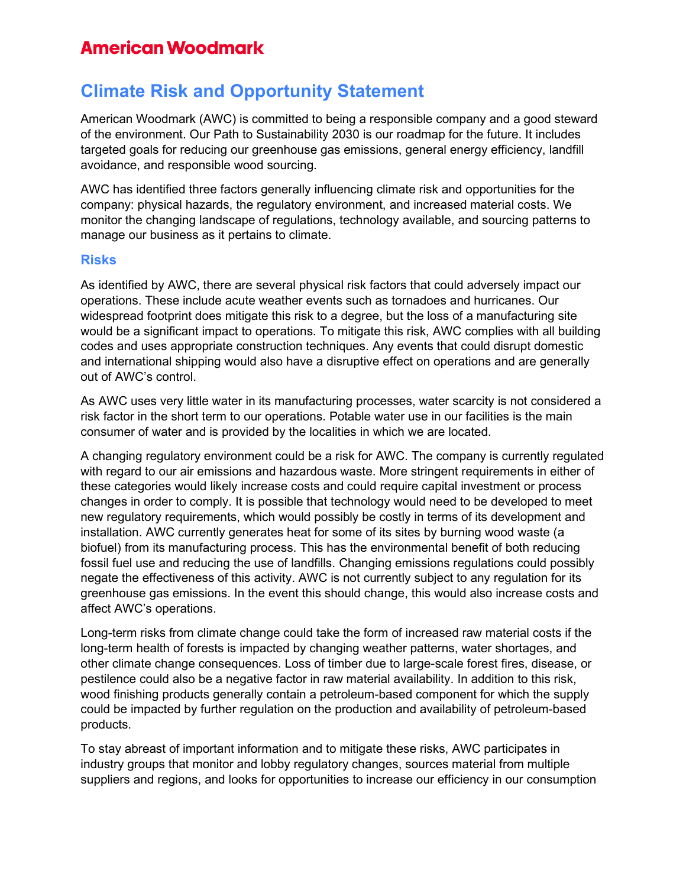American Woodmark

# Climate Risk and Opportunity Statement

American Woodmark (AWC) is committed to being a responsible company and a good steward of the environment. Our Path to Sustainability 2030 is our roadmap for the future. It includes targeted goals for reducing our greenhouse gas emissions, general energy efficiency, landfill avoidance, and responsible wood sourcing.

AWC has identified three factors generally influencing climate risk and opportunities for the company: physical hazards, the regulatory environment, and increased material costs. We monitor the changing landscape of regulations, technology available, and sourcing patterns to manage our business as it pertains to climate.

## Risks

As identified by AWC, there are several physical risk factors that could adversely impact our operations. These include acute weather events such as tornadoes and hurricanes. Our widespread footprint does mitigate this risk to a degree, but the loss of a manufacturing site would be a significant impact to operations. To mitigate this risk, AWC complies with all building codes and uses appropriate construction techniques. Any events that could disrupt domestic and international shipping would also have a disruptive effect on operations and are generally out of AWC's control.

As AWC uses very little water in its manufacturing processes, water scarcity is not considered a risk factor in the short term to our operations. Potable water use in our facilities is the main consumer of water and is provided by the localities in which we are located.

A changing regulatory environment could be a risk for AWC. The company is currently regulated with regard to our air emissions and hazardous waste. More stringent requirements in either of these categories would likely increase costs and could require capital investment or process changes in order to comply. It is possible that technology would need to be developed to meet new regulatory requirements, which would possibly be costly in terms of its development and installation. AWC currently generates heat for some of its sites by burning wood waste (a biofuel) from its manufacturing process. This has the environmental benefit of both reducing fossil fuel use and reducing the use of landfills. Changing emissions regulations could possibly negate the effectiveness of this activity. AWC is not currently subject to any regulation for its greenhouse gas emissions. In the event this should change, this would also increase costs and affect AWC's operations.

Long-term risks from climate change could take the form of increased raw material costs if the long-term health of forests is impacted by changing weather patterns, water shortages, and other climate change consequences. Loss of timber due to large-scale forest fires, disease, or pestilence could also be a negative factor in raw material availability. In addition to this risk, wood finishing products generally contain a petroleum-based component for which the supply could be impacted by further regulation on the production and availability of petroleum-based products.

To stay abreast of important information and to mitigate these risks, AWC participates in industry groups that monitor and lobby regulatory changes, sources material from multiple suppliers and regions, and looks for opportunities to increase our efficiency in our consumption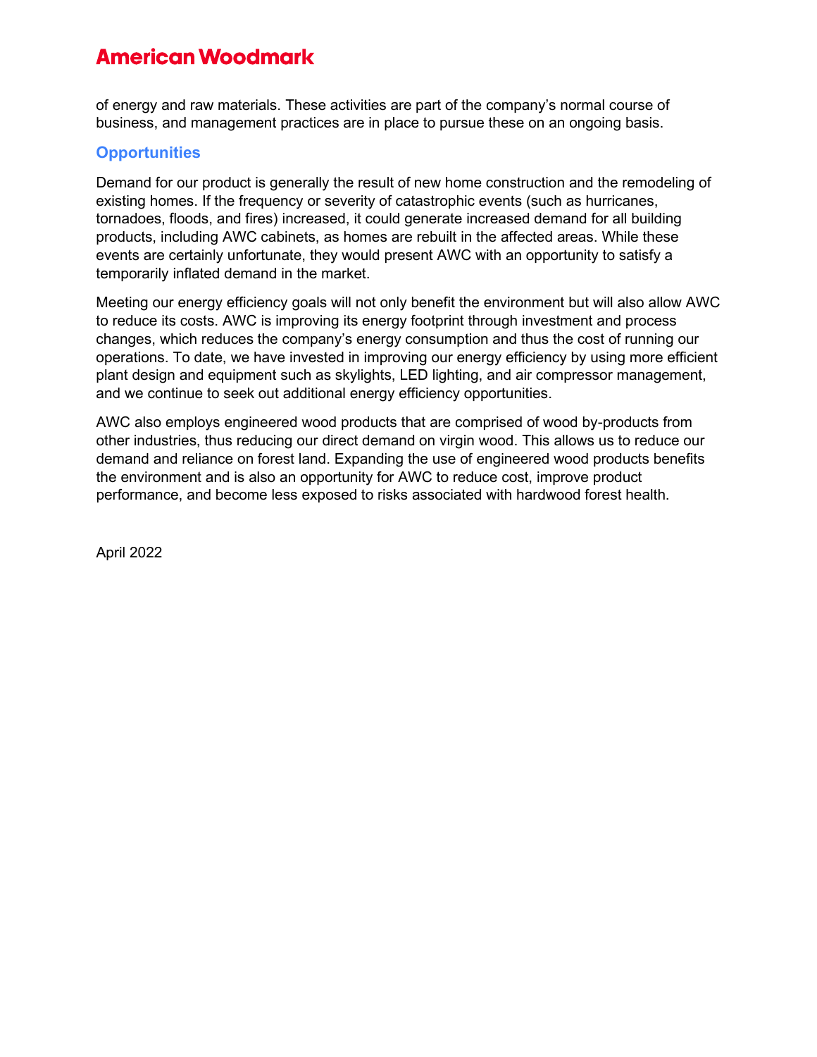of energy and raw materials. These activities are part of the company's normal course of business, and management practices are in place to pursue these on an ongoing basis.

## Opportunities

Demand for our product is generally the result of new home construction and the remodeling of existing homes. If the frequency or severity of catastrophic events (such as hurricanes, tornadoes, floods, and fires) increased, it could generate increased demand for all building products, including AWC cabinets, as homes are rebuilt in the affected areas. While these events are certainly unfortunate, they would present AWC with an opportunity to satisfy a temporarily inflated demand in the market.

Meeting our energy efficiency goals will not only benefit the environment but will also allow AWC to reduce its costs. AWC is improving its energy footprint through investment and process changes, which reduces the company's energy consumption and thus the cost of running our operations. To date, we have invested in improving our energy efficiency by using more efficient plant design and equipment such as skylights, LED lighting, and air compressor management, and we continue to seek out additional energy efficiency opportunities.

AWC also employs engineered wood products that are comprised of wood by-products from other industries, thus reducing our direct demand on virgin wood. This allows us to reduce our demand and reliance on forest land. Expanding the use of engineered wood products benefits the environment and is also an opportunity for AWC to reduce cost, improve product performance, and become less exposed to risks associated with hardwood forest health.

April 2022